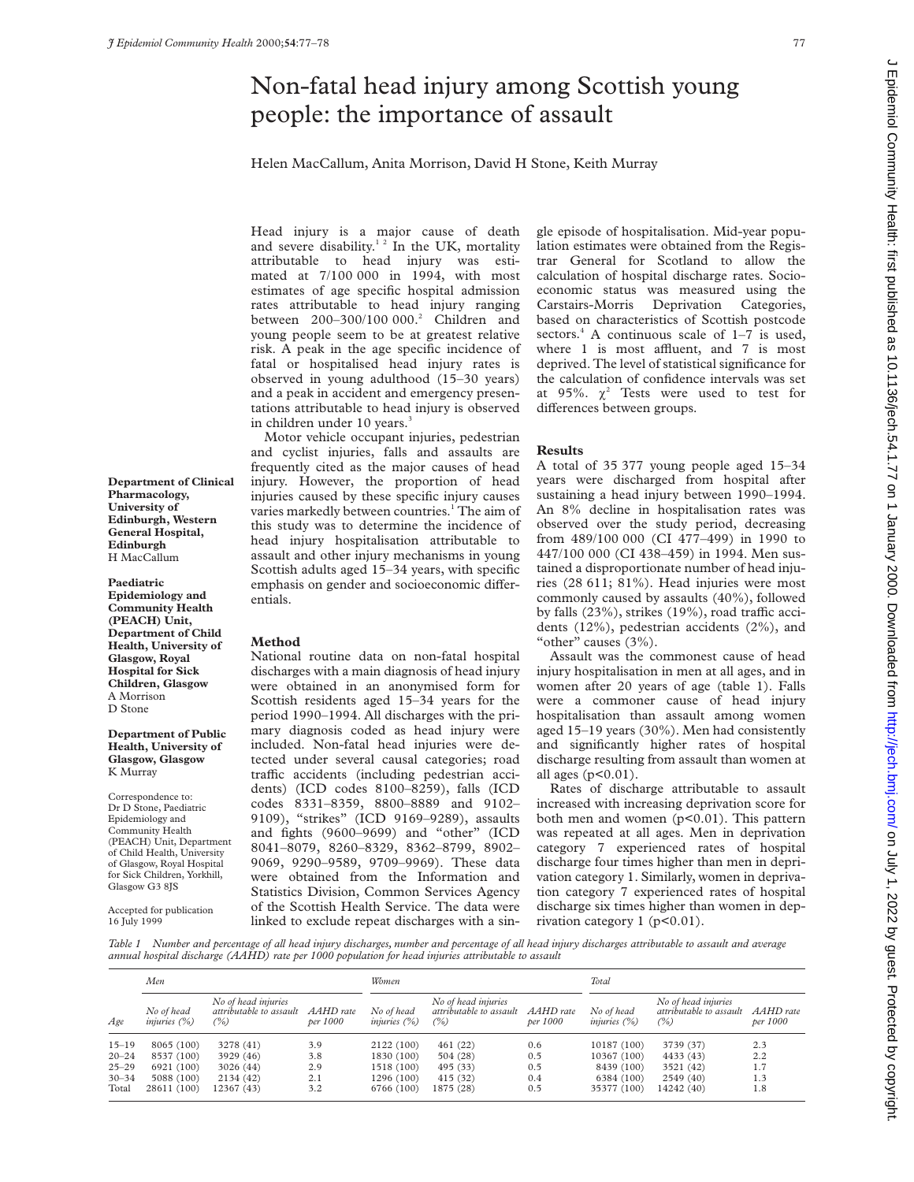# Non-fatal head injury among Scottish young people: the importance of assault

Helen MacCallum, Anita Morrison, David H Stone, Keith Murray

**Department of Clinical Pharmacology, University of Edinburgh, Western General Hospital, Edinburgh**
H MacCallum

**Paediatric Epidemiology and Community Health (PEACH) Unit, Department of Child Health, University of Glasgow, Royal Hospital for Sick Children, Glasgow**
A Morrison
D Stone

**Department of Public Health, University of Glasgow, Glasgow**
K Murray

Correspondence to: Dr D Stone, Paediatric Epidemiology and Community Health (PEACH) Unit, Department of Child Health, University of Glasgow, Royal Hospital for Sick Children, Yorkhill, Glasgow G3 8JS

Accepted for publication 16 July 1999

Head injury is a major cause of death and severe disability.[1 2] In the UK, mortality attributable to head injury was estimated at 7/100 000 in 1994, with most estimates of age specific hospital admission rates attributable to head injury ranging between 200–300/100 000.[2] Children and young people seem to be at greatest relative risk. A peak in the age specific incidence of fatal or hospitalised head injury rates is observed in young adulthood (15–30 years) and a peak in accident and emergency presentations attributable to head injury is observed in children under 10 years.[3]

Motor vehicle occupant injuries, pedestrian and cyclist injuries, falls and assaults are frequently cited as the major causes of head injury. However, the proportion of head injuries caused by these specific injury causes varies markedly between countries.[1] The aim of this study was to determine the incidence of head injury hospitalisation attributable to assault and other injury mechanisms in young Scottish adults aged 15–34 years, with specific emphasis on gender and socioeconomic differentials.

## Method

National routine data on non-fatal hospital discharges with a main diagnosis of head injury were obtained in an anonymised form for Scottish residents aged 15–34 years for the period 1990–1994. All discharges with the primary diagnosis coded as head injury were included. Non-fatal head injuries were detected under several causal categories; road traffic accidents (including pedestrian accidents) (ICD codes 8100–8259), falls (ICD codes 8331–8359, 8800–8889 and 9102–9109), "strikes" (ICD 9169–9289), assaults and fights (9600–9699) and "other" (ICD 8041–8079, 8260–8329, 8362–8799, 8902–9069, 9290–9589, 9709–9969). These data were obtained from the Information and Statistics Division, Common Services Agency of the Scottish Health Service. The data were linked to exclude repeat discharges with a single episode of hospitalisation. Mid-year population estimates were obtained from the Registrar General for Scotland to allow the calculation of hospital discharge rates. Socioeconomic status was measured using the Carstairs-Morris Deprivation Categories, based on characteristics of Scottish postcode sectors.[4] A continuous scale of 1–7 is used, where 1 is most affluent, and 7 is most deprived. The level of statistical significance for the calculation of confidence intervals was set at 95%. $\chi^2$ Tests were used to test for differences between groups.

## Results

A total of 35 377 young people aged 15–34 years were discharged from hospital after sustaining a head injury between 1990–1994. An 8% decline in hospitalisation rates was observed over the study period, decreasing from 489/100 000 (CI 477–499) in 1990 to 447/100 000 (CI 438–459) in 1994. Men sustained a disproportionate number of head injuries (28 611; 81%). Head injuries were most commonly caused by assaults (40%), followed by falls (23%), strikes (19%), road traffic accidents (12%), pedestrian accidents (2%), and "other" causes (3%).

Assault was the commonest cause of head injury hospitalisation in men at all ages, and in women after 20 years of age (table 1). Falls were a commoner cause of head injury hospitalisation than assault among women aged 15–19 years (30%). Men had consistently and significantly higher rates of hospital discharge resulting from assault than women at all ages ($p<0.01$).

Rates of discharge attributable to assault increased with increasing deprivation score for both men and women ($p<0.01$). This pattern was repeated at all ages. Men in deprivation category 7 experienced rates of hospital discharge four times higher than men in deprivation category 1. Similarly, women in deprivation category 7 experienced rates of hospital discharge six times higher than women in deprivation category 1 ($p<0.01$).

*Table 1 Number and percentage of all head injury discharges, number and percentage of all head injury discharges attributable to assault and average annual hospital discharge (AAHD) rate per 1000 population for head injuries attributable to assault*

| | Men | | | Women | | | Total | | |
|---|---|---|---|---|---|---|---|---|---|
| Age | No of head injuries (%) | No of head injuries attributable to assault (%) | AAHD rate per 1000 | No of head injuries (%) | No of head injuries attributable to assault (%) | AAHD rate per 1000 | No of head injuries (%) | No of head injuries attributable to assault (%) | AAHD rate per 1000 |
| 15–19 | 8065 (100) | 3278 (41) | 3.9 | 2122 (100) | 461 (22) | 0.6 | 10187 (100) | 3739 (37) | 2.3 |
| 20–24 | 8537 (100) | 3929 (46) | 3.8 | 1830 (100) | 504 (28) | 0.5 | 10367 (100) | 4433 (43) | 2.2 |
| 25–29 | 6921 (100) | 3026 (44) | 2.9 | 1518 (100) | 495 (33) | 0.5 | 8439 (100) | 3521 (42) | 1.7 |
| 30–34 | 5088 (100) | 2134 (42) | 2.1 | 1296 (100) | 415 (32) | 0.4 | 6384 (100) | 2549 (40) | 1.3 |
| Total | 28611 (100) | 12367 (43) | 3.2 | 6766 (100) | 1875 (28) | 0.5 | 35377 (100) | 14242 (40) | 1.8 |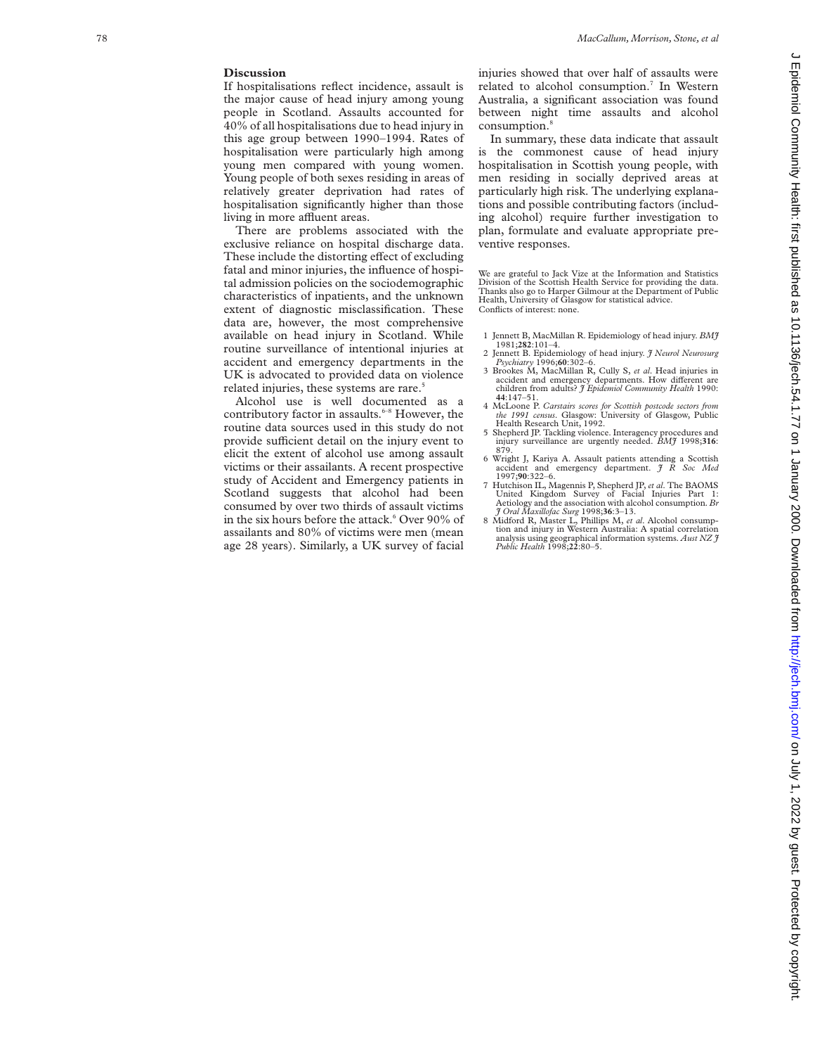## Discussion

If hospitalisations reflect incidence, assault is the major cause of head injury among young people in Scotland. Assaults accounted for 40% of all hospitalisations due to head injury in this age group between 1990–1994. Rates of hospitalisation were particularly high among young men compared with young women. Young people of both sexes residing in areas of relatively greater deprivation had rates of hospitalisation significantly higher than those living in more affluent areas.

There are problems associated with the exclusive reliance on hospital discharge data. These include the distorting effect of excluding fatal and minor injuries, the influence of hospital admission policies on the sociodemographic characteristics of inpatients, and the unknown extent of diagnostic misclassification. These data are, however, the most comprehensive available on head injury in Scotland. While routine surveillance of intentional injuries at accident and emergency departments in the UK is advocated to provided data on violence related injuries, these systems are rare.[5]

Alcohol use is well documented as a contributory factor in assaults.[6–8] However, the routine data sources used in this study do not provide sufficient detail on the injury event to elicit the extent of alcohol use among assault victims or their assailants. A recent prospective study of Accident and Emergency patients in Scotland suggests that alcohol had been consumed by over two thirds of assault victims in the six hours before the attack.[6] Over 90% of assailants and 80% of victims were men (mean age 28 years). Similarly, a UK survey of facial injuries showed that over half of assaults were related to alcohol consumption.[7] In Western Australia, a significant association was found between night time assaults and alcohol consumption.[8]

In summary, these data indicate that assault is the commonest cause of head injury hospitalisation in Scottish young people, with men residing in socially deprived areas at particularly high risk. The underlying explanations and possible contributing factors (including alcohol) require further investigation to plan, formulate and evaluate appropriate preventive responses.

We are grateful to Jack Vize at the Information and Statistics Division of the Scottish Health Service for providing the data. Thanks also go to Harper Gilmour at the Department of Public Health, University of Glasgow for statistical advice.
Conflicts of interest: none.

1 Jennett B, MacMillan R. Epidemiology of head injury. *BMJ* 1981;**282**:101–4.
2 Jennett B. Epidemiology of head injury. *J Neurol Neurosurg Psychiatry* 1996;**60**:302–6.
3 Brookes M, MacMillan R, Cully S, *et al*. Head injuries in accident and emergency departments. How different are children from adults? *J Epidemiol Community Health* 1990: **44**:147–51.
4 McLoone P. *Carstairs scores for Scottish postcode sectors from the 1991 census*. Glasgow: University of Glasgow, Public Health Research Unit, 1992.
5 Shepherd JP. Tackling violence. Interagency procedures and injury surveillance are urgently needed. *BMJ* 1998;**316**: 879.
6 Wright J, Kariya A. Assault patients attending a Scottish accident and emergency department. *J R Soc Med* 1997;**90**:322–6.
7 Hutchison IL, Magennis P, Shepherd JP, *et al*. The BAOMS United Kingdom Survey of Facial Injuries Part 1: Aetiology and the association with alcohol consumption. *Br J Oral Maxillofac Surg* 1998;**36**:3–13.
8 Midford R, Master L, Phillips M, *et al*. Alcohol consumption and injury in Western Australia: A spatial correlation analysis using geographical information systems. *Aust NZ J Public Health* 1998;**22**:80–5.